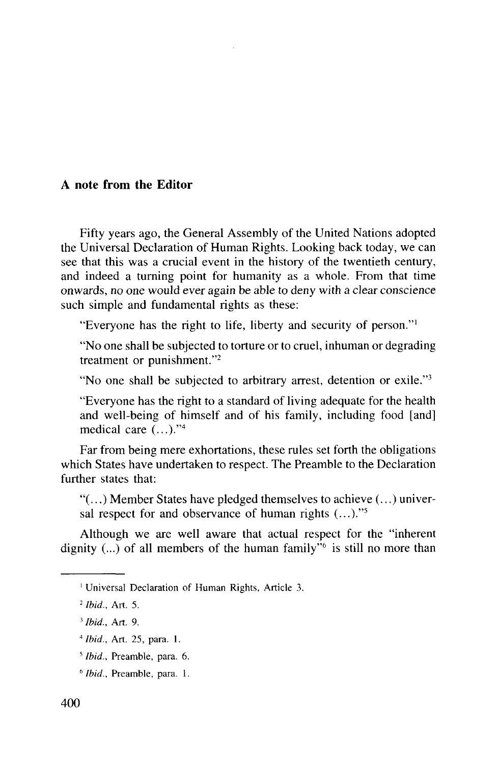## A note from the Editor

Fifty years ago, the General Assembly of the United Nations adopted the Universal Declaration of Human Rights. Looking back today, we can see that this was a crucial event in the history of the twentieth century, and indeed a turning point for humanity as a whole. From that time onwards, no one would ever again be able to deny with a clear conscience such simple and fundamental rights as these:

> "Everyone has the right to life, liberty and security of person."[1]
>
> "No one shall be subjected to torture or to cruel, inhuman or degrading treatment or punishment."[2]
>
> "No one shall be subjected to arbitrary arrest, detention or exile."[3]
>
> "Everyone has the right to a standard of living adequate for the health and well-being of himself and of his family, including food [and] medical care (...)."[4]

Far from being mere exhortations, these rules set forth the obligations which States have undertaken to respect. The Preamble to the Declaration further states that:

> "(...) Member States have pledged themselves to achieve (...) universal respect for and observance of human rights (...)."[5]

Although we are well aware that actual respect for the "inherent dignity (...) of all members of the human family"[6] is still no more than

---

[1] Universal Declaration of Human Rights, Article 3.

[2] *Ibid.*, Art. 5.

[3] *Ibid.*, Art. 9.

[4] *Ibid.*, Art. 25, para. 1.

[5] *Ibid.*, Preamble, para. 6.

[6] *Ibid.*, Preamble, para. 1.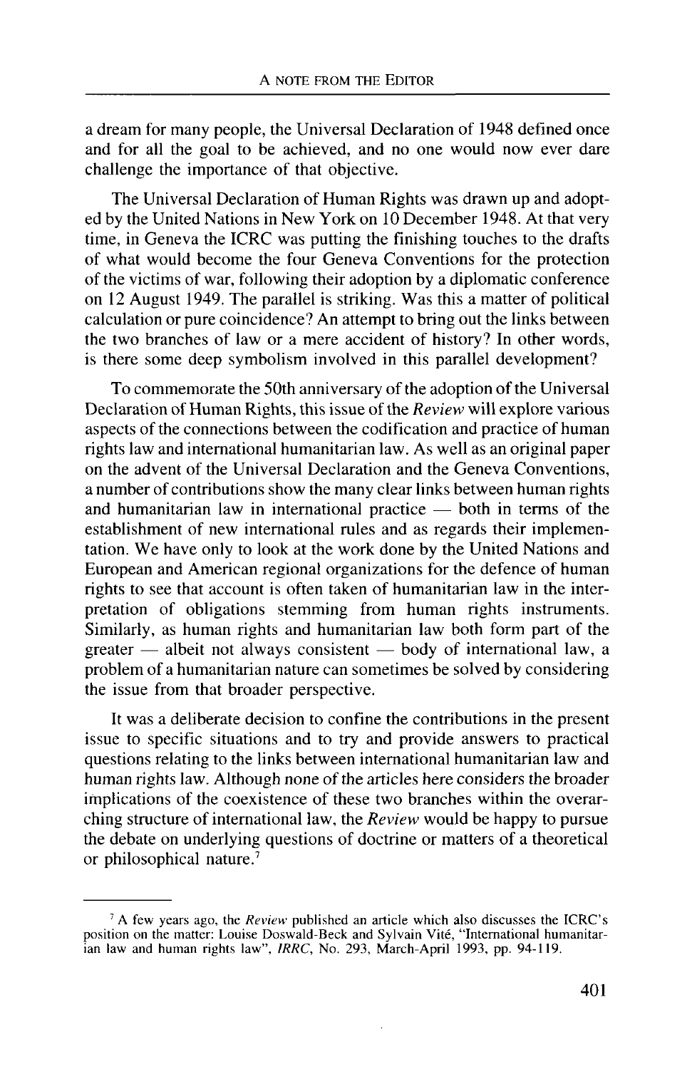a dream for many people, the Universal Declaration of 1948 defined once and for all the goal to be achieved, and no one would now ever dare challenge the importance of that objective.

The Universal Declaration of Human Rights was drawn up and adopted by the United Nations in New York on 10 December 1948. At that very time, in Geneva the ICRC was putting the finishing touches to the drafts of what would become the four Geneva Conventions for the protection of the victims of war, following their adoption by a diplomatic conference on 12 August 1949. The parallel is striking. Was this a matter of political calculation or pure coincidence? An attempt to bring out the links between the two branches of law or a mere accident of history? In other words, is there some deep symbolism involved in this parallel development?

To commemorate the 50th anniversary of the adoption of the Universal Declaration of Human Rights, this issue of the *Review* will explore various aspects of the connections between the codification and practice of human rights law and international humanitarian law. As well as an original paper on the advent of the Universal Declaration and the Geneva Conventions, a number of contributions show the many clear links between human rights and humanitarian law in international practice — both in terms of the establishment of new international rules and as regards their implementation. We have only to look at the work done by the United Nations and European and American regional organizations for the defence of human rights to see that account is often taken of humanitarian law in the interpretation of obligations stemming from human rights instruments. Similarly, as human rights and humanitarian law both form part of the greater — albeit not always consistent — body of international law, a problem of a humanitarian nature can sometimes be solved by considering the issue from that broader perspective.

It was a deliberate decision to confine the contributions in the present issue to specific situations and to try and provide answers to practical questions relating to the links between international humanitarian law and human rights law. Although none of the articles here considers the broader implications of the coexistence of these two branches within the overarching structure of international law, the *Review* would be happy to pursue the debate on underlying questions of doctrine or matters of a theoretical or philosophical nature.[7]

---

[7] A few years ago, the *Review* published an article which also discusses the ICRC's position on the matter: Louise Doswald-Beck and Sylvain Vité, "International humanitarian law and human rights law", *IRRC*, No. 293, March-April 1993, pp. 94-119.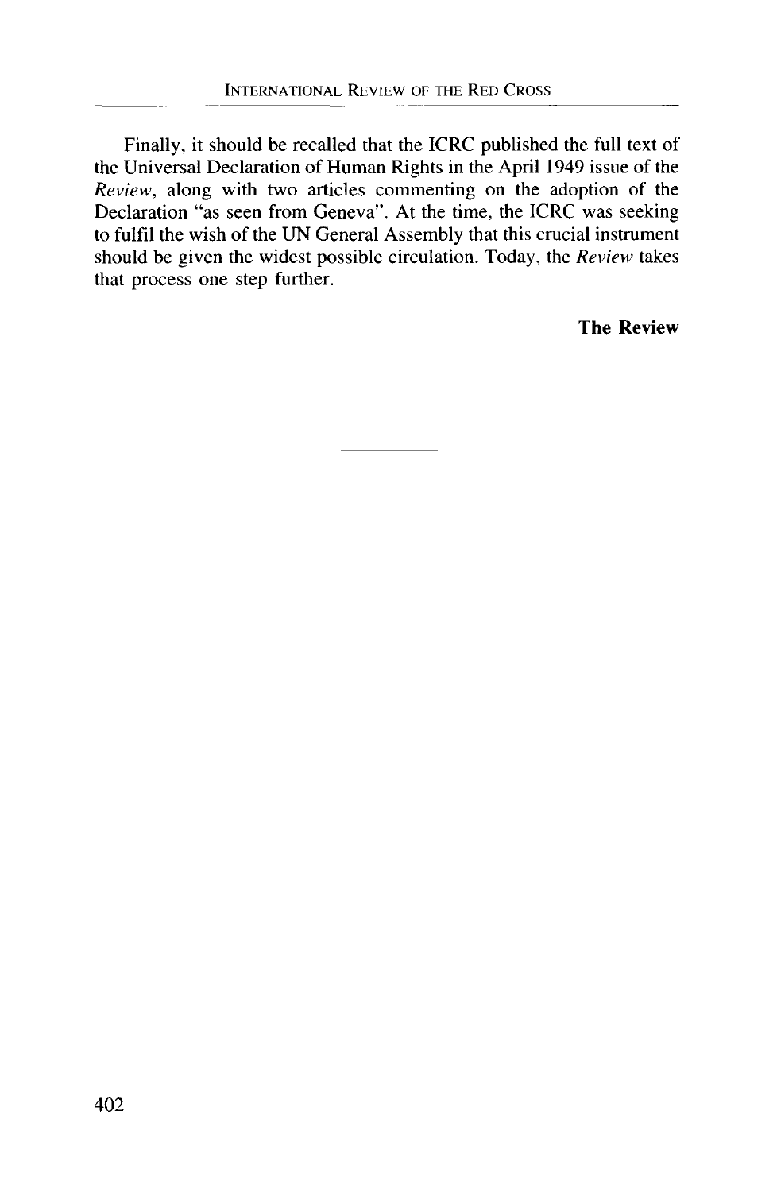Finally, it should be recalled that the ICRC published the full text of the Universal Declaration of Human Rights in the April 1949 issue of the *Review*, along with two articles commenting on the adoption of the Declaration "as seen from Geneva". At the time, the ICRC was seeking to fulfil the wish of the UN General Assembly that this crucial instrument should be given the widest possible circulation. Today, the *Review* takes that process one step further.

**The Review**